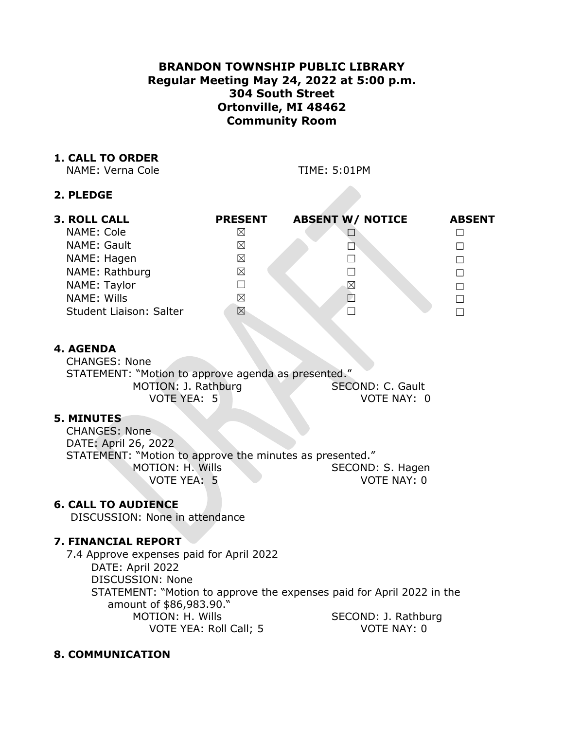# BRANDON TOWNSHIP PUBLIC LIBRARY
## Regular Meeting May 24, 2022 at 5:00 p.m.
## 304 South Street
## Ortonville, MI 48462
## Community Room

### 1. CALL TO ORDER

NAME: Verna Cole TIME: 5:01PM

### 2. PLEDGE

### 3. ROLL CALL

| ROLL CALL | PRESENT | ABSENT W/ NOTICE | ABSENT |
|---|---|---|---|
| NAME: Cole | ☒ | ☐ | ☐ |
| NAME: Gault | ☒ | ☐ | ☐ |
| NAME: Hagen | ☒ | ☐ | ☐ |
| NAME: Rathburg | ☒ | ☐ | ☐ |
| NAME: Taylor | ☐ | ☒ | ☐ |
| NAME: Wills | ☒ | ☐ | ☐ |
| Student Liaison: Salter | ☒ | ☐ | ☐ |

### 4. AGENDA

CHANGES: None

STATEMENT: "Motion to approve agenda as presented."

MOTION: J. Rathburg SECOND: C. Gault

VOTE YEA: 5 VOTE NAY: 0

### 5. MINUTES

CHANGES: None

DATE: April 26, 2022

STATEMENT: "Motion to approve the minutes as presented."

MOTION: H. Wills SECOND: S. Hagen

VOTE YEA: 5 VOTE NAY: 0

### 6. CALL TO AUDIENCE

DISCUSSION: None in attendance

### 7. FINANCIAL REPORT

7.4 Approve expenses paid for April 2022

DATE: April 2022

DISCUSSION: None

STATEMENT: "Motion to approve the expenses paid for April 2022 in the amount of $86,983.90."

MOTION: H. Wills SECOND: J. Rathburg

VOTE YEA: Roll Call; 5 VOTE NAY: 0

### 8. COMMUNICATION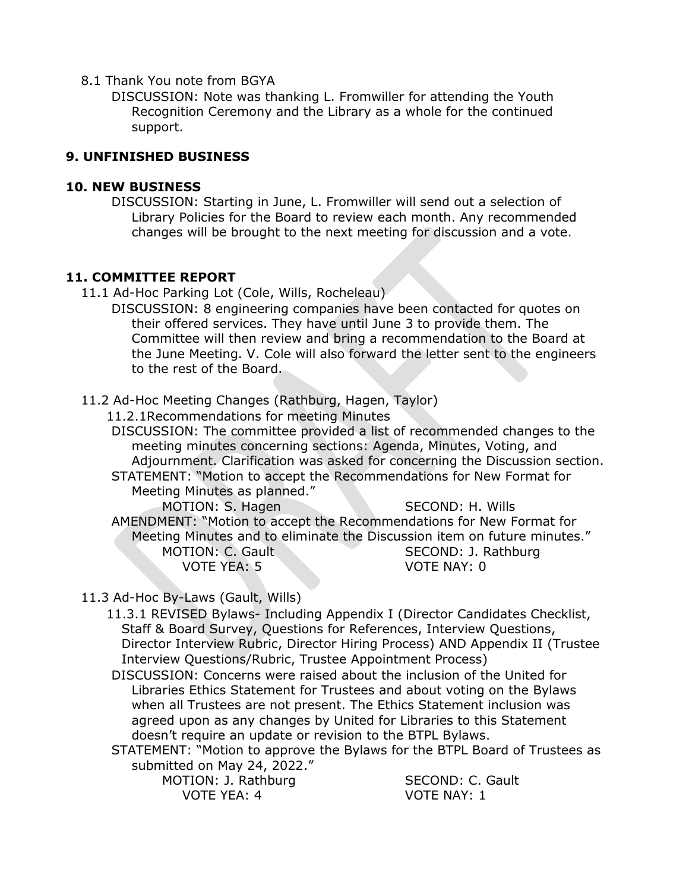8.1 Thank You note from BGYA

DISCUSSION: Note was thanking L. Fromwiller for attending the Youth Recognition Ceremony and the Library as a whole for the continued support.

## 9. UNFINISHED BUSINESS

## 10. NEW BUSINESS

DISCUSSION: Starting in June, L. Fromwiller will send out a selection of Library Policies for the Board to review each month. Any recommended changes will be brought to the next meeting for discussion and a vote.

## 11. COMMITTEE REPORT

11.1 Ad-Hoc Parking Lot (Cole, Wills, Rocheleau)

DISCUSSION: 8 engineering companies have been contacted for quotes on their offered services. They have until June 3 to provide them. The Committee will then review and bring a recommendation to the Board at the June Meeting. V. Cole will also forward the letter sent to the engineers to the rest of the Board.

11.2 Ad-Hoc Meeting Changes (Rathburg, Hagen, Taylor)

11.2.1Recommendations for meeting Minutes

DISCUSSION: The committee provided a list of recommended changes to the meeting minutes concerning sections: Agenda, Minutes, Voting, and Adjournment. Clarification was asked for concerning the Discussion section.

STATEMENT: "Motion to accept the Recommendations for New Format for Meeting Minutes as planned."

MOTION: S. Hagen SECOND: H. Wills

AMENDMENT: "Motion to accept the Recommendations for New Format for Meeting Minutes and to eliminate the Discussion item on future minutes."

MOTION: C. Gault SECOND: J. Rathburg

VOTE YEA: 5 VOTE NAY: 0

11.3 Ad-Hoc By-Laws (Gault, Wills)

11.3.1 REVISED Bylaws- Including Appendix I (Director Candidates Checklist, Staff & Board Survey, Questions for References, Interview Questions, Director Interview Rubric, Director Hiring Process) AND Appendix II (Trustee Interview Questions/Rubric, Trustee Appointment Process)

DISCUSSION: Concerns were raised about the inclusion of the United for Libraries Ethics Statement for Trustees and about voting on the Bylaws when all Trustees are not present. The Ethics Statement inclusion was agreed upon as any changes by United for Libraries to this Statement doesn't require an update or revision to the BTPL Bylaws.

STATEMENT: "Motion to approve the Bylaws for the BTPL Board of Trustees as submitted on May 24, 2022."

MOTION: J. Rathburg SECOND: C. Gault

VOTE YEA: 4 VOTE NAY: 1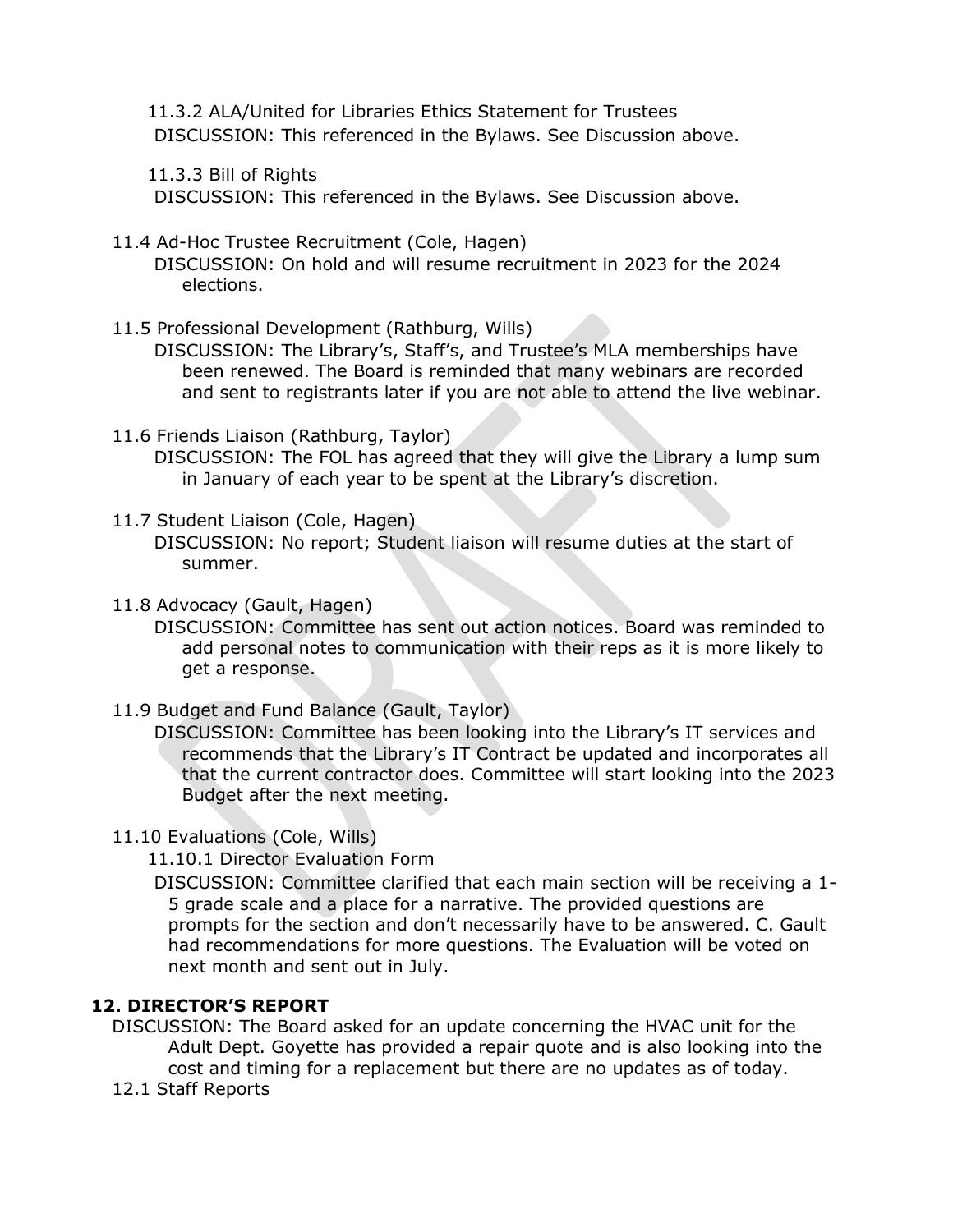11.3.2 ALA/United for Libraries Ethics Statement for Trustees
DISCUSSION: This referenced in the Bylaws. See Discussion above.

11.3.3 Bill of Rights
DISCUSSION: This referenced in the Bylaws. See Discussion above.

11.4 Ad-Hoc Trustee Recruitment (Cole, Hagen)
DISCUSSION: On hold and will resume recruitment in 2023 for the 2024 elections.

11.5 Professional Development (Rathburg, Wills)
DISCUSSION: The Library's, Staff's, and Trustee's MLA memberships have been renewed. The Board is reminded that many webinars are recorded and sent to registrants later if you are not able to attend the live webinar.

11.6 Friends Liaison (Rathburg, Taylor)
DISCUSSION: The FOL has agreed that they will give the Library a lump sum in January of each year to be spent at the Library's discretion.

11.7 Student Liaison (Cole, Hagen)
DISCUSSION: No report; Student liaison will resume duties at the start of summer.

11.8 Advocacy (Gault, Hagen)
DISCUSSION: Committee has sent out action notices. Board was reminded to add personal notes to communication with their reps as it is more likely to get a response.

11.9 Budget and Fund Balance (Gault, Taylor)
DISCUSSION: Committee has been looking into the Library's IT services and recommends that the Library's IT Contract be updated and incorporates all that the current contractor does. Committee will start looking into the 2023 Budget after the next meeting.

11.10 Evaluations (Cole, Wills)

11.10.1 Director Evaluation Form
DISCUSSION: Committee clarified that each main section will be receiving a 1-5 grade scale and a place for a narrative. The provided questions are prompts for the section and don't necessarily have to be answered. C. Gault had recommendations for more questions. The Evaluation will be voted on next month and sent out in July.

**12. DIRECTOR'S REPORT**

DISCUSSION: The Board asked for an update concerning the HVAC unit for the Adult Dept. Goyette has provided a repair quote and is also looking into the cost and timing for a replacement but there are no updates as of today.

12.1 Staff Reports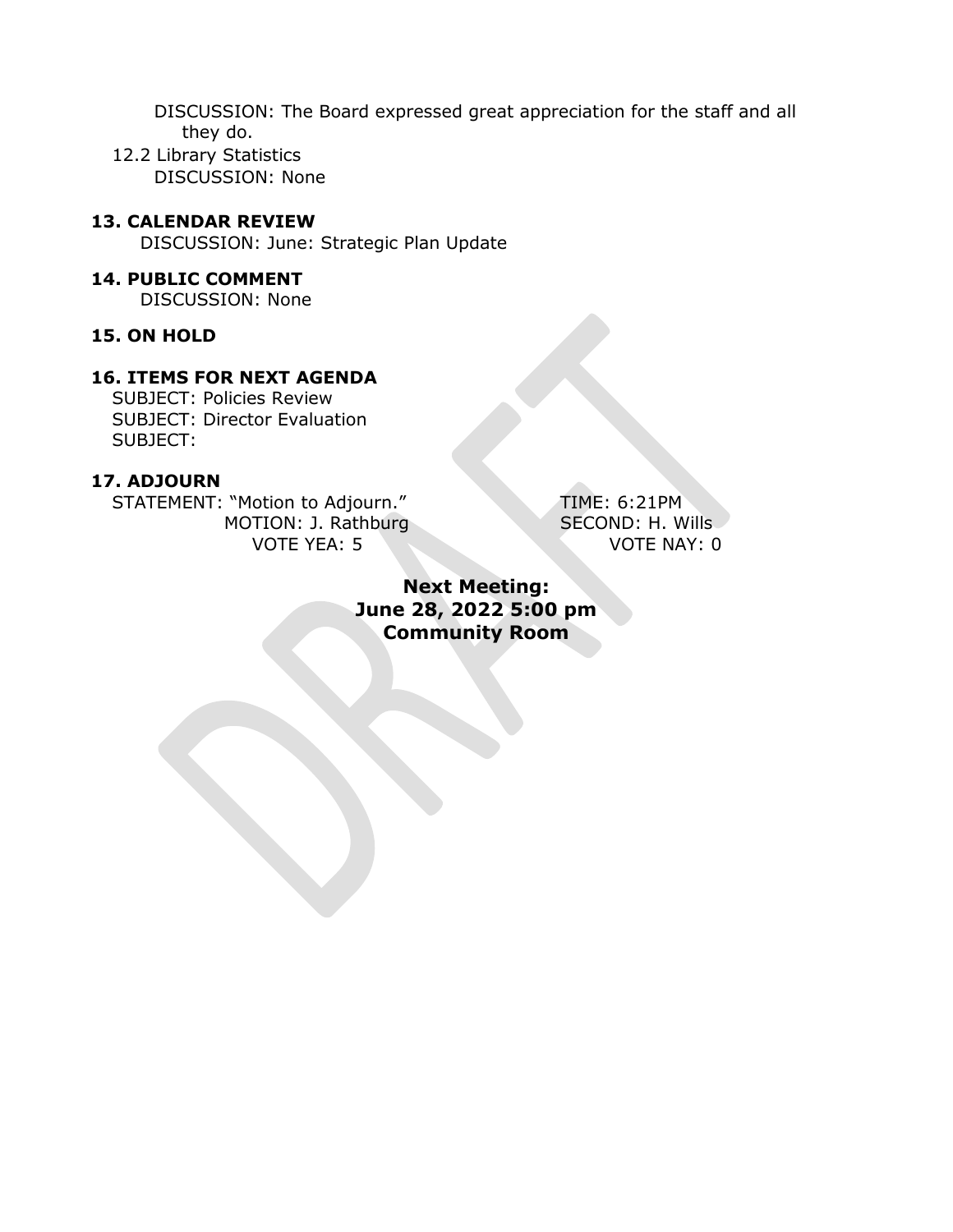DISCUSSION: The Board expressed great appreciation for the staff and all they do.

12.2 Library Statistics

DISCUSSION: None

**13. CALENDAR REVIEW**

DISCUSSION: June: Strategic Plan Update

**14. PUBLIC COMMENT**

DISCUSSION: None

**15. ON HOLD**

**16. ITEMS FOR NEXT AGENDA**

SUBJECT: Policies Review
SUBJECT: Director Evaluation
SUBJECT:

**17. ADJOURN**

STATEMENT: "Motion to Adjourn." TIME: 6:21PM
MOTION: J. Rathburg SECOND: H. Wills
VOTE YEA: 5 VOTE NAY: 0

**Next Meeting:**
**June 28, 2022 5:00 pm**
**Community Room**

DRAFT